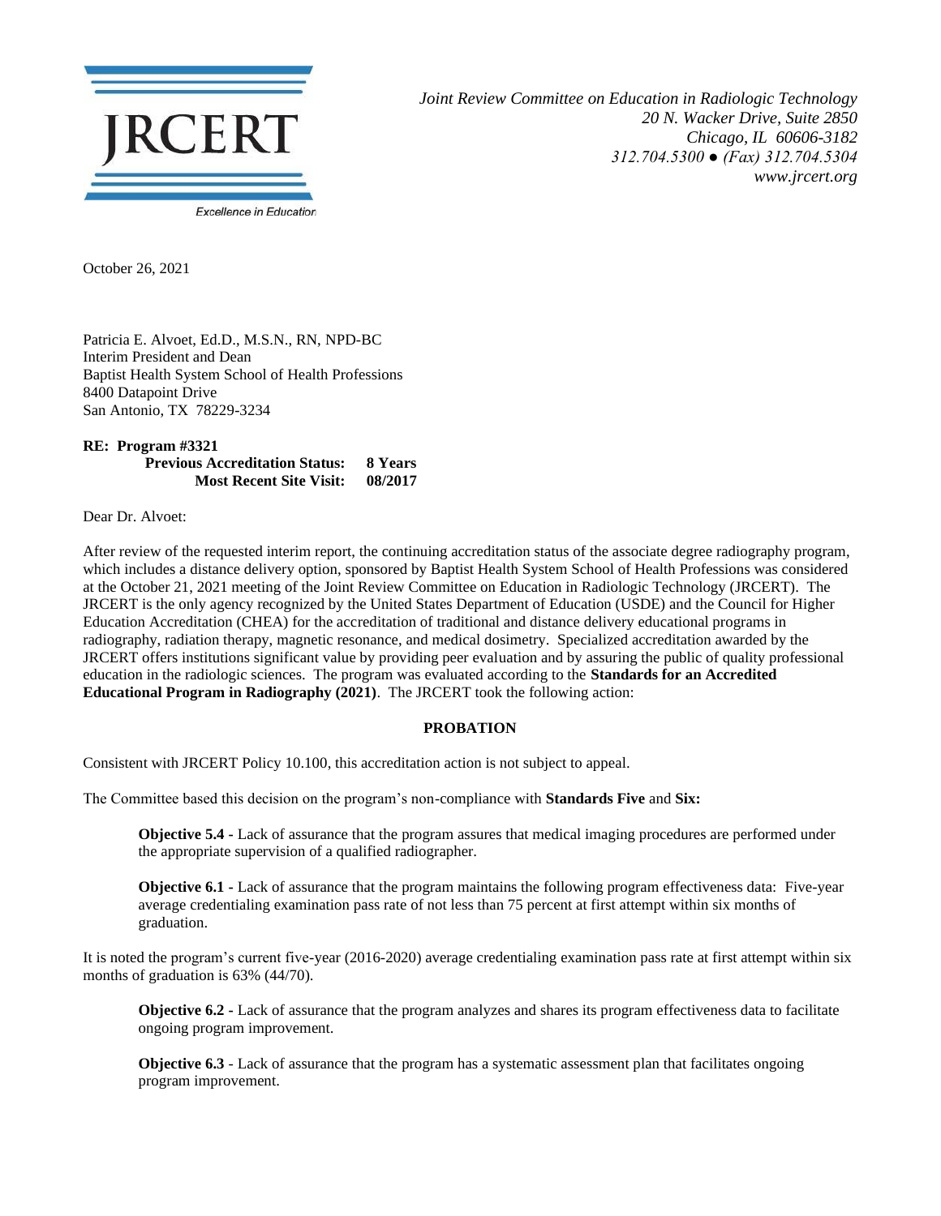JRCERT

Excellence in Education

*Joint Review Committee on Education in Radiologic Technology*
*20 N. Wacker Drive, Suite 2850*
*Chicago, IL 60606-3182*
*312.704.5300 ● (Fax) 312.704.5304*
*www.jrcert.org*

October 26, 2021

Patricia E. Alvoet, Ed.D., M.S.N., RN, NPD-BC
Interim President and Dean
Baptist Health System School of Health Professions
8400 Datapoint Drive
San Antonio, TX 78229-3234

**RE: Program #3321**
**Previous Accreditation Status: 8 Years**
**Most Recent Site Visit: 08/2017**

Dear Dr. Alvoet:

After review of the requested interim report, the continuing accreditation status of the associate degree radiography program, which includes a distance delivery option, sponsored by Baptist Health System School of Health Professions was considered at the October 21, 2021 meeting of the Joint Review Committee on Education in Radiologic Technology (JRCERT). The JRCERT is the only agency recognized by the United States Department of Education (USDE) and the Council for Higher Education Accreditation (CHEA) for the accreditation of traditional and distance delivery educational programs in radiography, radiation therapy, magnetic resonance, and medical dosimetry. Specialized accreditation awarded by the JRCERT offers institutions significant value by providing peer evaluation and by assuring the public of quality professional education in the radiologic sciences. The program was evaluated according to the **Standards for an Accredited Educational Program in Radiography (2021)**. The JRCERT took the following action:

**PROBATION**

Consistent with JRCERT Policy 10.100, this accreditation action is not subject to appeal.

The Committee based this decision on the program's non-compliance with **Standards Five** and **Six:**

> **Objective 5.4 -** Lack of assurance that the program assures that medical imaging procedures are performed under the appropriate supervision of a qualified radiographer.
>
> **Objective 6.1 -** Lack of assurance that the program maintains the following program effectiveness data: Five-year average credentialing examination pass rate of not less than 75 percent at first attempt within six months of graduation.

It is noted the program's current five-year (2016-2020) average credentialing examination pass rate at first attempt within six months of graduation is 63% (44/70).

> **Objective 6.2 -** Lack of assurance that the program analyzes and shares its program effectiveness data to facilitate ongoing program improvement.
>
> **Objective 6.3** - Lack of assurance that the program has a systematic assessment plan that facilitates ongoing program improvement.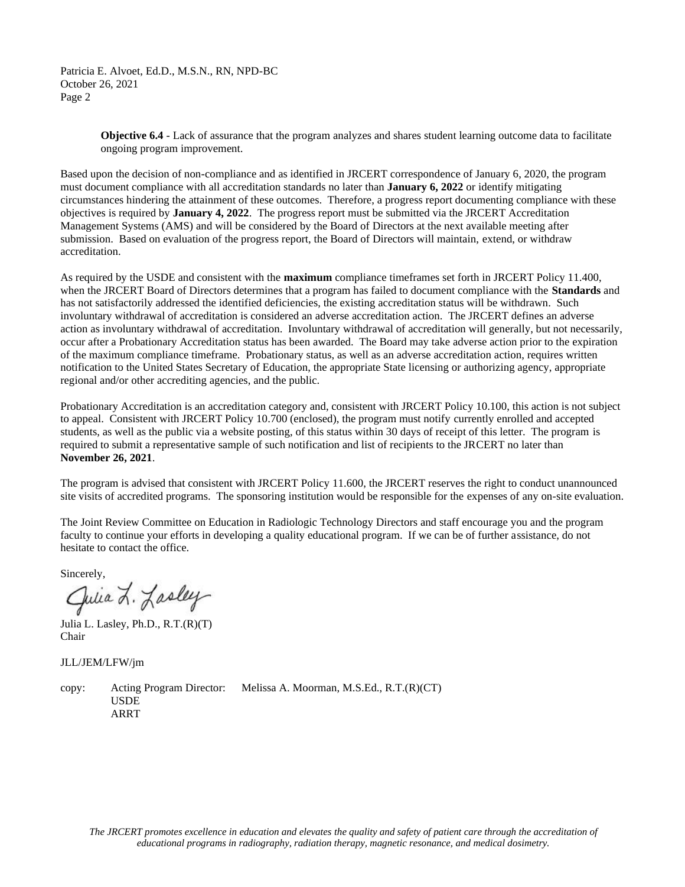**Objective 6.4** - Lack of assurance that the program analyzes and shares student learning outcome data to facilitate ongoing program improvement.

Based upon the decision of non-compliance and as identified in JRCERT correspondence of January 6, 2020, the program must document compliance with all accreditation standards no later than **January 6, 2022** or identify mitigating circumstances hindering the attainment of these outcomes. Therefore, a progress report documenting compliance with these objectives is required by **January 4, 2022**. The progress report must be submitted via the JRCERT Accreditation Management Systems (AMS) and will be considered by the Board of Directors at the next available meeting after submission. Based on evaluation of the progress report, the Board of Directors will maintain, extend, or withdraw accreditation.

As required by the USDE and consistent with the **maximum** compliance timeframes set forth in JRCERT Policy 11.400, when the JRCERT Board of Directors determines that a program has failed to document compliance with the **Standards** and has not satisfactorily addressed the identified deficiencies, the existing accreditation status will be withdrawn. Such involuntary withdrawal of accreditation is considered an adverse accreditation action. The JRCERT defines an adverse action as involuntary withdrawal of accreditation. Involuntary withdrawal of accreditation will generally, but not necessarily, occur after a Probationary Accreditation status has been awarded. The Board may take adverse action prior to the expiration of the maximum compliance timeframe. Probationary status, as well as an adverse accreditation action, requires written notification to the United States Secretary of Education, the appropriate State licensing or authorizing agency, appropriate regional and/or other accrediting agencies, and the public.

Probationary Accreditation is an accreditation category and, consistent with JRCERT Policy 10.100, this action is not subject to appeal. Consistent with JRCERT Policy 10.700 (enclosed), the program must notify currently enrolled and accepted students, as well as the public via a website posting, of this status within 30 days of receipt of this letter. The program is required to submit a representative sample of such notification and list of recipients to the JRCERT no later than **November 26, 2021**.

The program is advised that consistent with JRCERT Policy 11.600, the JRCERT reserves the right to conduct unannounced site visits of accredited programs. The sponsoring institution would be responsible for the expenses of any on-site evaluation.

The Joint Review Committee on Education in Radiologic Technology Directors and staff encourage you and the program faculty to continue your efforts in developing a quality educational program. If we can be of further assistance, do not hesitate to contact the office.

Sincerely,

Julia L. Lasley

Julia L. Lasley, Ph.D., R.T.(R)(T)
Chair

JLL/JEM/LFW/jm

copy: Acting Program Director: Melissa A. Moorman, M.S.Ed., R.T.(R)(CT)
USDE
ARRT

*The JRCERT promotes excellence in education and elevates the quality and safety of patient care through the accreditation of educational programs in radiography, radiation therapy, magnetic resonance, and medical dosimetry.*